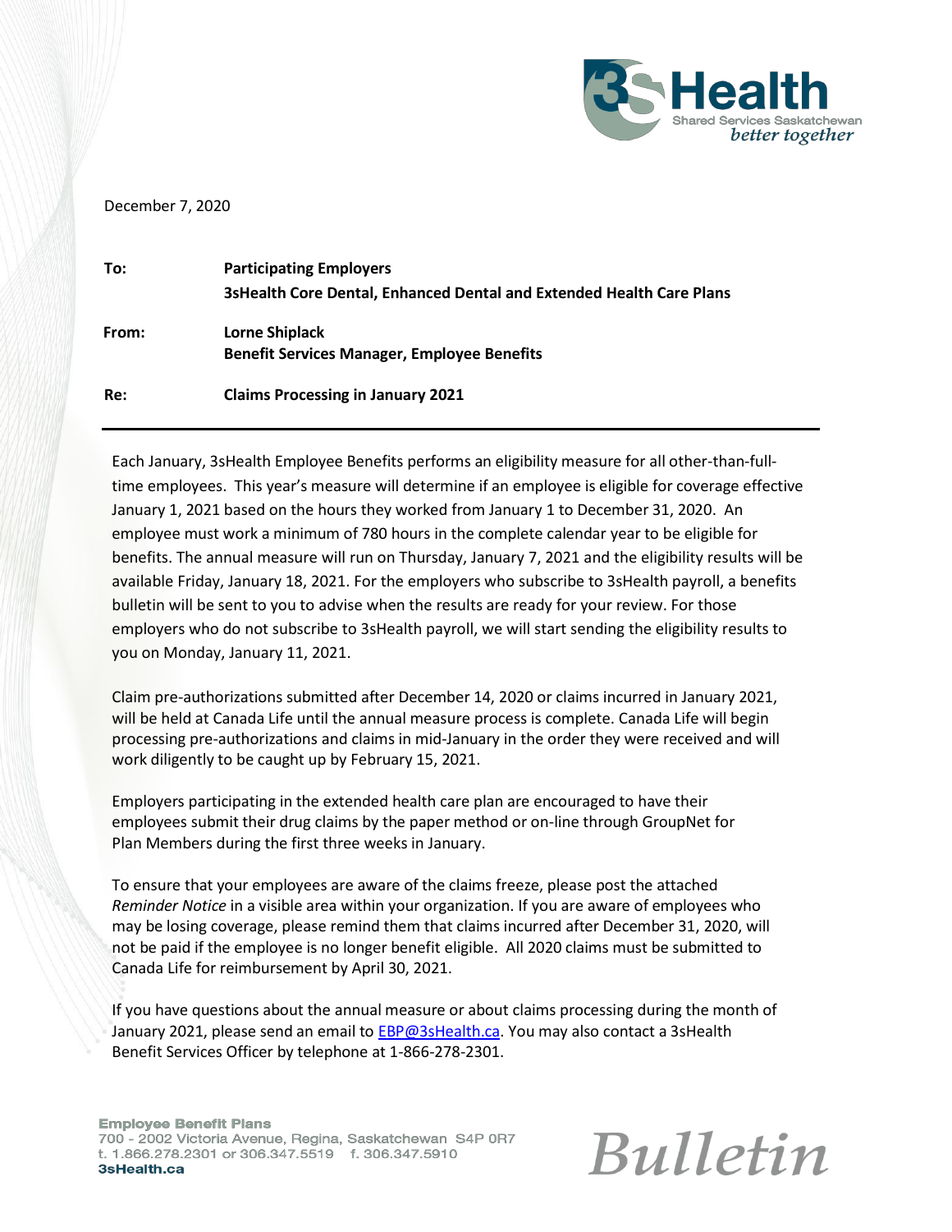3sHealth
Shared Services Saskatchewan
*better together*

December 7, 2020

| | |
|---|---|
| **To:** | **Participating Employers**<br>**3sHealth Core Dental, Enhanced Dental and Extended Health Care Plans** |
| **From:** | **Lorne Shiplack**<br>**Benefit Services Manager, Employee Benefits** |
| **Re:** | **Claims Processing in January 2021** |

---

Each January, 3sHealth Employee Benefits performs an eligibility measure for all other-than-full-time employees. This year's measure will determine if an employee is eligible for coverage effective January 1, 2021 based on the hours they worked from January 1 to December 31, 2020. An employee must work a minimum of 780 hours in the complete calendar year to be eligible for benefits. The annual measure will run on Thursday, January 7, 2021 and the eligibility results will be available Friday, January 18, 2021. For the employers who subscribe to 3sHealth payroll, a benefits bulletin will be sent to you to advise when the results are ready for your review. For those employers who do not subscribe to 3sHealth payroll, we will start sending the eligibility results to you on Monday, January 11, 2021.

Claim pre-authorizations submitted after December 14, 2020 or claims incurred in January 2021, will be held at Canada Life until the annual measure process is complete. Canada Life will begin processing pre-authorizations and claims in mid-January in the order they were received and will work diligently to be caught up by February 15, 2021.

Employers participating in the extended health care plan are encouraged to have their employees submit their drug claims by the paper method or on-line through GroupNet for Plan Members during the first three weeks in January.

To ensure that your employees are aware of the claims freeze, please post the attached *Reminder Notice* in a visible area within your organization. If you are aware of employees who may be losing coverage, please remind them that claims incurred after December 31, 2020, will not be paid if the employee is no longer benefit eligible. All 2020 claims must be submitted to Canada Life for reimbursement by April 30, 2021.

If you have questions about the annual measure or about claims processing during the month of January 2021, please send an email to EBP@3sHealth.ca. You may also contact a 3sHealth Benefit Services Officer by telephone at 1-866-278-2301.

**Employee Benefit Plans**
700 - 2002 Victoria Avenue, Regina, Saskatchewan S4P 0R7
t. 1.866.278.2301 or 306.347.5519 f. 306.347.5910
**3sHealth.ca**

*Bulletin*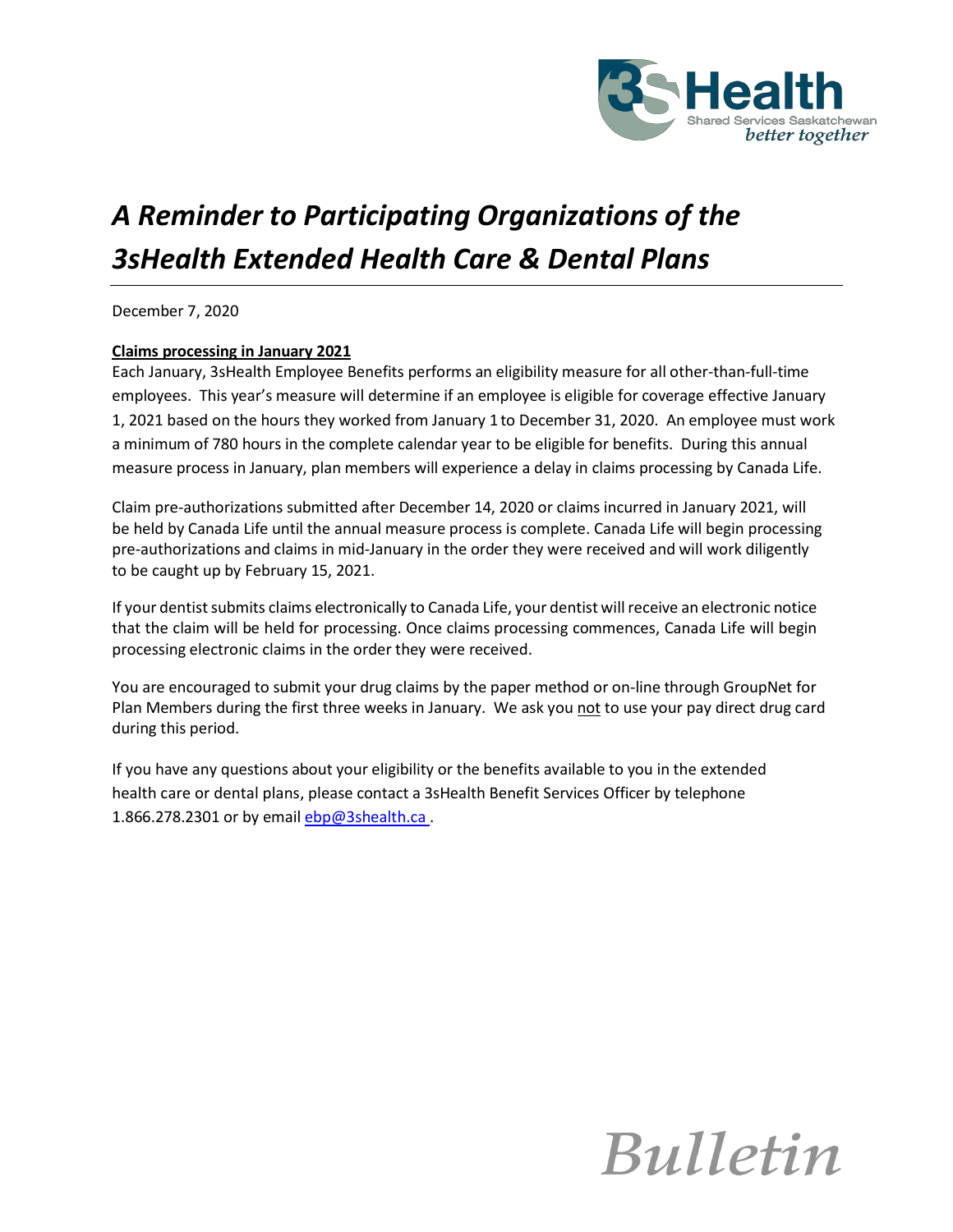# *A Reminder to Participating Organizations of the 3sHealth Extended Health Care & Dental Plans*

December 7, 2020

**Claims processing in January 2021**

Each January, 3sHealth Employee Benefits performs an eligibility measure for all other-than-full-time employees. This year's measure will determine if an employee is eligible for coverage effective January 1, 2021 based on the hours they worked from January 1 to December 31, 2020. An employee must work a minimum of 780 hours in the complete calendar year to be eligible for benefits. During this annual measure process in January, plan members will experience a delay in claims processing by Canada Life.

Claim pre-authorizations submitted after December 14, 2020 or claims incurred in January 2021, will be held by Canada Life until the annual measure process is complete. Canada Life will begin processing pre-authorizations and claims in mid-January in the order they were received and will work diligently to be caught up by February 15, 2021.

If your dentist submits claims electronically to Canada Life, your dentist will receive an electronic notice that the claim will be held for processing. Once claims processing commences, Canada Life will begin processing electronic claims in the order they were received.

You are encouraged to submit your drug claims by the paper method or on-line through GroupNet for Plan Members during the first three weeks in January. We ask you not to use your pay direct drug card during this period.

If you have any questions about your eligibility or the benefits available to you in the extended health care or dental plans, please contact a 3sHealth Benefit Services Officer by telephone 1.866.278.2301 or by email ebp@3shealth.ca .

*Bulletin*